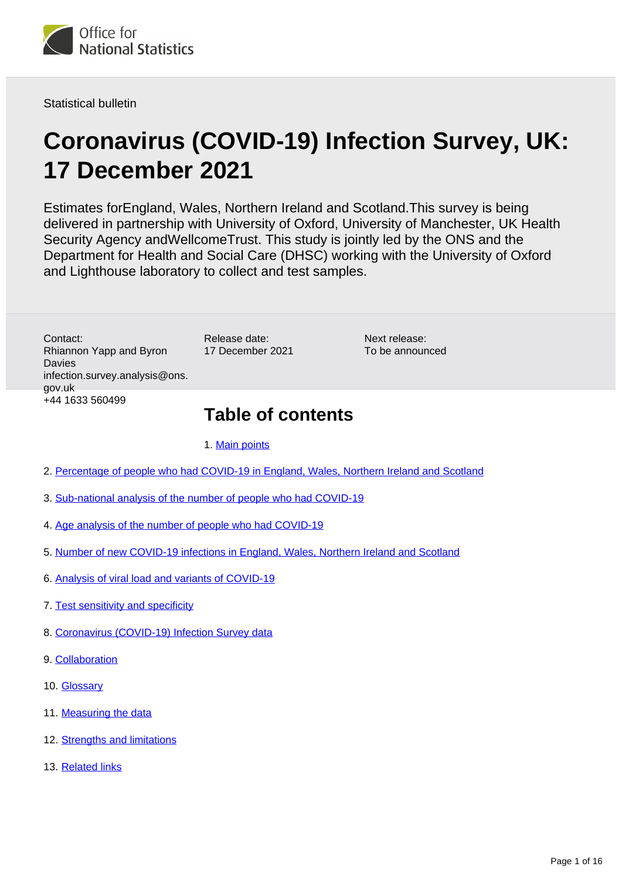Statistical bulletin

# Coronavirus (COVID-19) Infection Survey, UK: 17 December 2021

Estimates forEngland, Wales, Northern Ireland and Scotland.This survey is being delivered in partnership with University of Oxford, University of Manchester, UK Health Security Agency andWellcomeTrust. This study is jointly led by the ONS and the Department for Health and Social Care (DHSC) working with the University of Oxford and Lighthouse laboratory to collect and test samples.

Contact:
Rhiannon Yapp and Byron Davies
infection.survey.analysis@ons.gov.uk
+44 1633 560499

Release date:
17 December 2021

Next release:
To be announced

## Table of contents

1. Main points
2. Percentage of people who had COVID-19 in England, Wales, Northern Ireland and Scotland
3. Sub-national analysis of the number of people who had COVID-19
4. Age analysis of the number of people who had COVID-19
5. Number of new COVID-19 infections in England, Wales, Northern Ireland and Scotland
6. Analysis of viral load and variants of COVID-19
7. Test sensitivity and specificity
8. Coronavirus (COVID-19) Infection Survey data
9. Collaboration
10. Glossary
11. Measuring the data
12. Strengths and limitations
13. Related links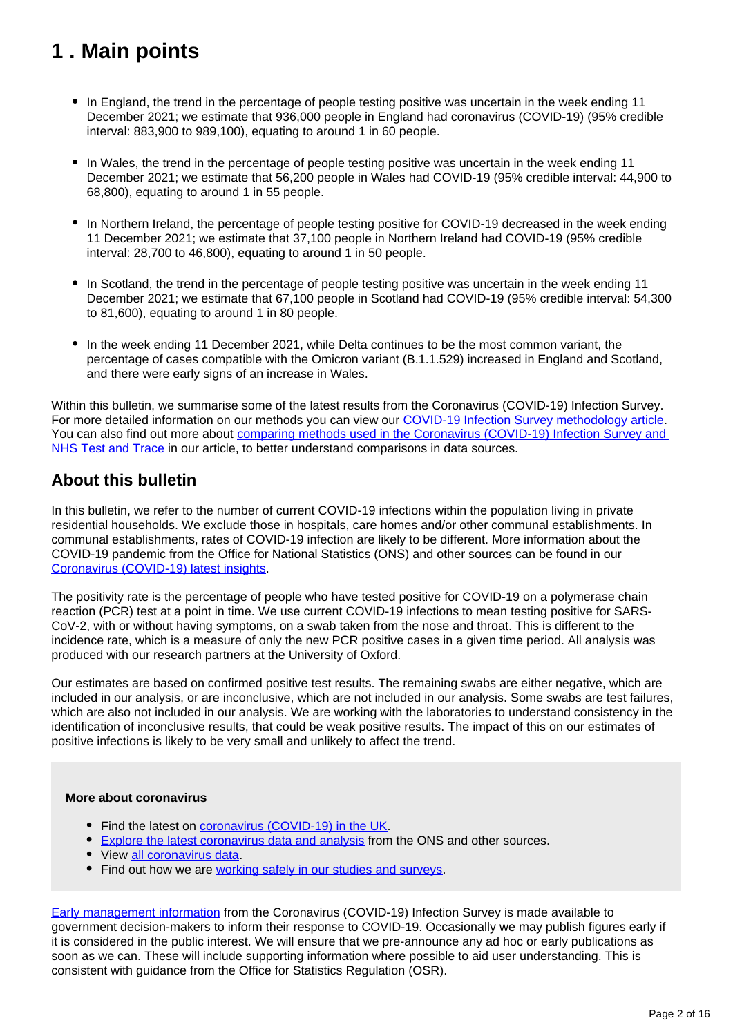# 1 . Main points

- In England, the trend in the percentage of people testing positive was uncertain in the week ending 11 December 2021; we estimate that 936,000 people in England had coronavirus (COVID-19) (95% credible interval: 883,900 to 989,100), equating to around 1 in 60 people.

- In Wales, the trend in the percentage of people testing positive was uncertain in the week ending 11 December 2021; we estimate that 56,200 people in Wales had COVID-19 (95% credible interval: 44,900 to 68,800), equating to around 1 in 55 people.

- In Northern Ireland, the percentage of people testing positive for COVID-19 decreased in the week ending 11 December 2021; we estimate that 37,100 people in Northern Ireland had COVID-19 (95% credible interval: 28,700 to 46,800), equating to around 1 in 50 people.

- In Scotland, the trend in the percentage of people testing positive was uncertain in the week ending 11 December 2021; we estimate that 67,100 people in Scotland had COVID-19 (95% credible interval: 54,300 to 81,600), equating to around 1 in 80 people.

- In the week ending 11 December 2021, while Delta continues to be the most common variant, the percentage of cases compatible with the Omicron variant (B.1.1.529) increased in England and Scotland, and there were early signs of an increase in Wales.

Within this bulletin, we summarise some of the latest results from the Coronavirus (COVID-19) Infection Survey. For more detailed information on our methods you can view our COVID-19 Infection Survey methodology article. You can also find out more about comparing methods used in the Coronavirus (COVID-19) Infection Survey and NHS Test and Trace in our article, to better understand comparisons in data sources.

## About this bulletin

In this bulletin, we refer to the number of current COVID-19 infections within the population living in private residential households. We exclude those in hospitals, care homes and/or other communal establishments. In communal establishments, rates of COVID-19 infection are likely to be different. More information about the COVID-19 pandemic from the Office for National Statistics (ONS) and other sources can be found in our Coronavirus (COVID-19) latest insights.

The positivity rate is the percentage of people who have tested positive for COVID-19 on a polymerase chain reaction (PCR) test at a point in time. We use current COVID-19 infections to mean testing positive for SARS-CoV-2, with or without having symptoms, on a swab taken from the nose and throat. This is different to the incidence rate, which is a measure of only the new PCR positive cases in a given time period. All analysis was produced with our research partners at the University of Oxford.

Our estimates are based on confirmed positive test results. The remaining swabs are either negative, which are included in our analysis, or are inconclusive, which are not included in our analysis. Some swabs are test failures, which are also not included in our analysis. We are working with the laboratories to understand consistency in the identification of inconclusive results, that could be weak positive results. The impact of this on our estimates of positive infections is likely to be very small and unlikely to affect the trend.

**More about coronavirus**

- Find the latest on coronavirus (COVID-19) in the UK.
- Explore the latest coronavirus data and analysis from the ONS and other sources.
- View all coronavirus data.
- Find out how we are working safely in our studies and surveys.

Early management information from the Coronavirus (COVID-19) Infection Survey is made available to government decision-makers to inform their response to COVID-19. Occasionally we may publish figures early if it is considered in the public interest. We will ensure that we pre-announce any ad hoc or early publications as soon as we can. These will include supporting information where possible to aid user understanding. This is consistent with guidance from the Office for Statistics Regulation (OSR).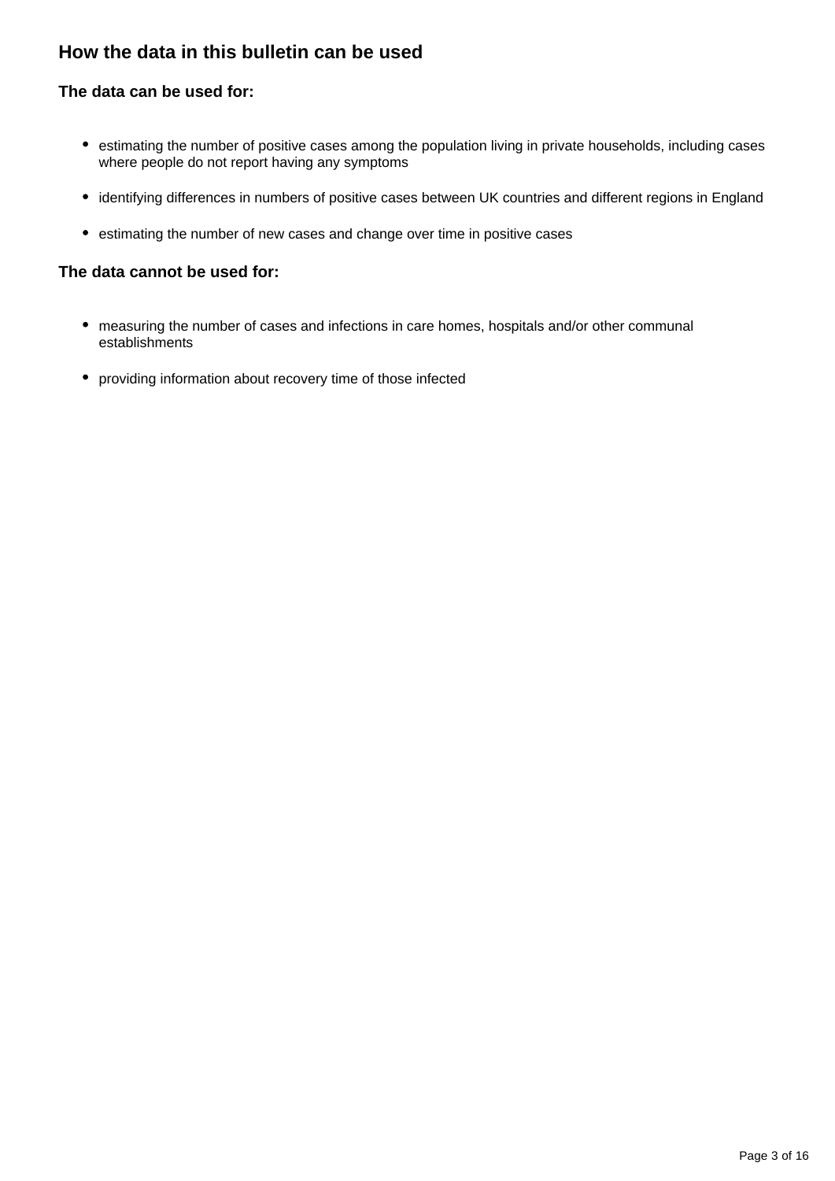## How the data in this bulletin can be used

### The data can be used for:

- estimating the number of positive cases among the population living in private households, including cases where people do not report having any symptoms
- identifying differences in numbers of positive cases between UK countries and different regions in England
- estimating the number of new cases and change over time in positive cases

### The data cannot be used for:

- measuring the number of cases and infections in care homes, hospitals and/or other communal establishments
- providing information about recovery time of those infected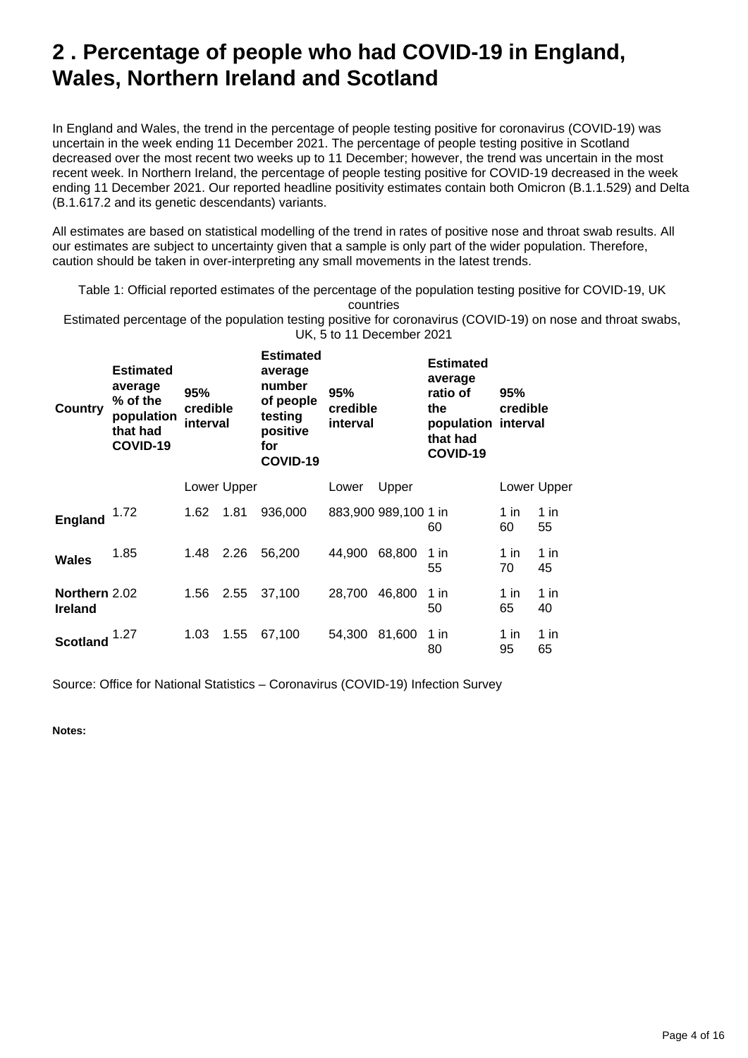# 2 . Percentage of people who had COVID-19 in England, Wales, Northern Ireland and Scotland

In England and Wales, the trend in the percentage of people testing positive for coronavirus (COVID-19) was uncertain in the week ending 11 December 2021. The percentage of people testing positive in Scotland decreased over the most recent two weeks up to 11 December; however, the trend was uncertain in the most recent week. In Northern Ireland, the percentage of people testing positive for COVID-19 decreased in the week ending 11 December 2021. Our reported headline positivity estimates contain both Omicron (B.1.1.529) and Delta (B.1.617.2 and its genetic descendants) variants.

All estimates are based on statistical modelling of the trend in rates of positive nose and throat swab results. All our estimates are subject to uncertainty given that a sample is only part of the wider population. Therefore, caution should be taken in over-interpreting any small movements in the latest trends.

Table 1: Official reported estimates of the percentage of the population testing positive for COVID-19, UK countries

Estimated percentage of the population testing positive for coronavirus (COVID-19) on nose and throat swabs, UK, 5 to 11 December 2021

| Country | Estimated average % of the population that had COVID-19 | 95% credible interval | | Estimated average number of people testing positive for COVID-19 | 95% credible interval | | Estimated average ratio of the population that had COVID-19 | 95% credible interval | |
|---|---|---|---|---|---|---|---|---|---|
| | | Lower | Upper | | Lower | Upper | | Lower | Upper |
| **England** | 1.72 | 1.62 | 1.81 | 936,000 | 883,900 | 989,100 | 1 in 60 | 1 in 60 | 1 in 55 |
| **Wales** | 1.85 | 1.48 | 2.26 | 56,200 | 44,900 | 68,800 | 1 in 55 | 1 in 70 | 1 in 45 |
| **Northern Ireland** | 2.02 | 1.56 | 2.55 | 37,100 | 28,700 | 46,800 | 1 in 50 | 1 in 65 | 1 in 40 |
| **Scotland** | 1.27 | 1.03 | 1.55 | 67,100 | 54,300 | 81,600 | 1 in 80 | 1 in 95 | 1 in 65 |

Source: Office for National Statistics – Coronavirus (COVID-19) Infection Survey

**Notes:**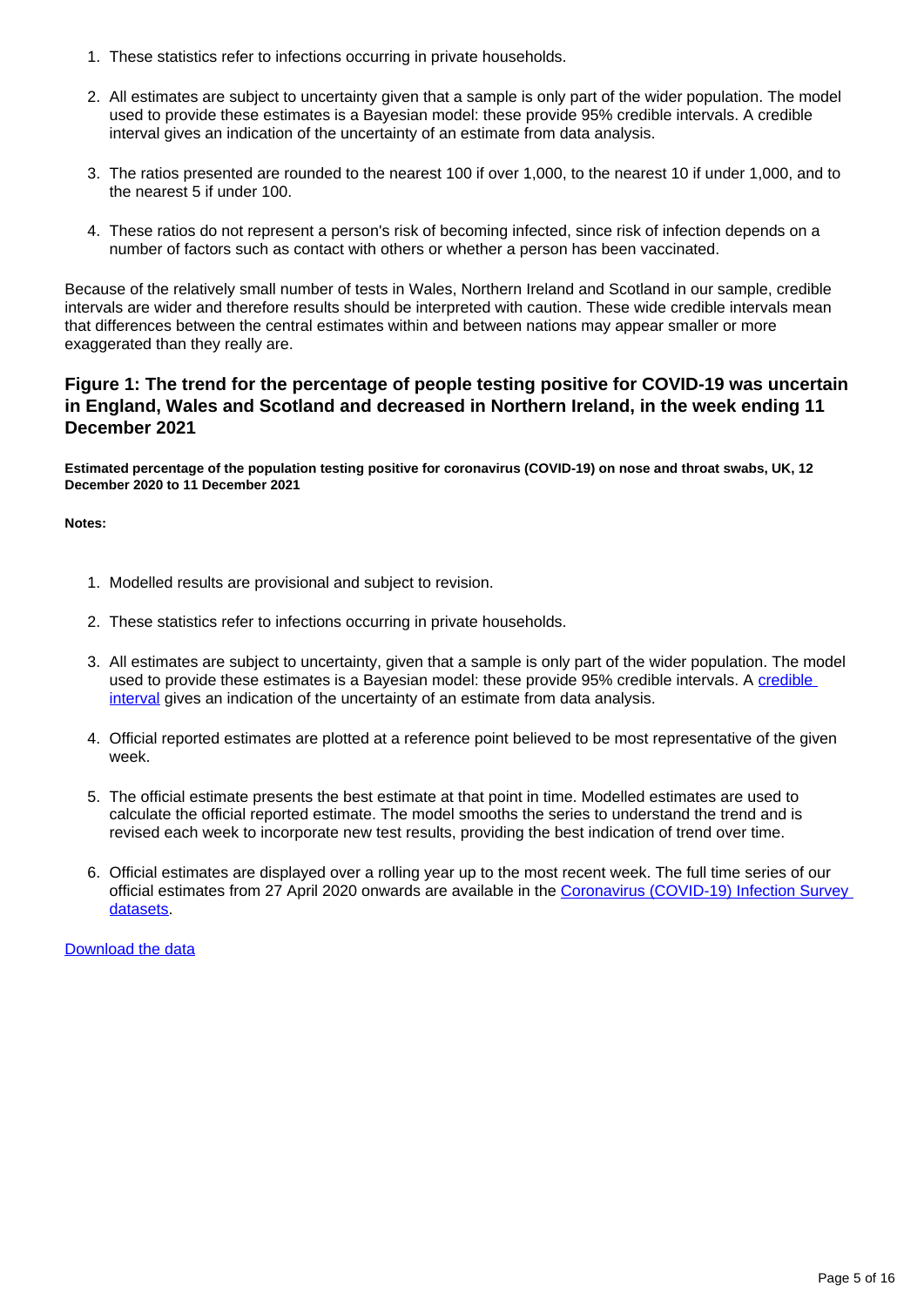1. These statistics refer to infections occurring in private households.

2. All estimates are subject to uncertainty given that a sample is only part of the wider population. The model used to provide these estimates is a Bayesian model: these provide 95% credible intervals. A credible interval gives an indication of the uncertainty of an estimate from data analysis.

3. The ratios presented are rounded to the nearest 100 if over 1,000, to the nearest 10 if under 1,000, and to the nearest 5 if under 100.

4. These ratios do not represent a person's risk of becoming infected, since risk of infection depends on a number of factors such as contact with others or whether a person has been vaccinated.

Because of the relatively small number of tests in Wales, Northern Ireland and Scotland in our sample, credible intervals are wider and therefore results should be interpreted with caution. These wide credible intervals mean that differences between the central estimates within and between nations may appear smaller or more exaggerated than they really are.

### Figure 1: The trend for the percentage of people testing positive for COVID-19 was uncertain in England, Wales and Scotland and decreased in Northern Ireland, in the week ending 11 December 2021

**Estimated percentage of the population testing positive for coronavirus (COVID-19) on nose and throat swabs, UK, 12 December 2020 to 11 December 2021**

**Notes:**

1. Modelled results are provisional and subject to revision.

2. These statistics refer to infections occurring in private households.

3. All estimates are subject to uncertainty, given that a sample is only part of the wider population. The model used to provide these estimates is a Bayesian model: these provide 95% credible intervals. A credible interval gives an indication of the uncertainty of an estimate from data analysis.

4. Official reported estimates are plotted at a reference point believed to be most representative of the given week.

5. The official estimate presents the best estimate at that point in time. Modelled estimates are used to calculate the official reported estimate. The model smooths the series to understand the trend and is revised each week to incorporate new test results, providing the best indication of trend over time.

6. Official estimates are displayed over a rolling year up to the most recent week. The full time series of our official estimates from 27 April 2020 onwards are available in the Coronavirus (COVID-19) Infection Survey datasets.

Download the data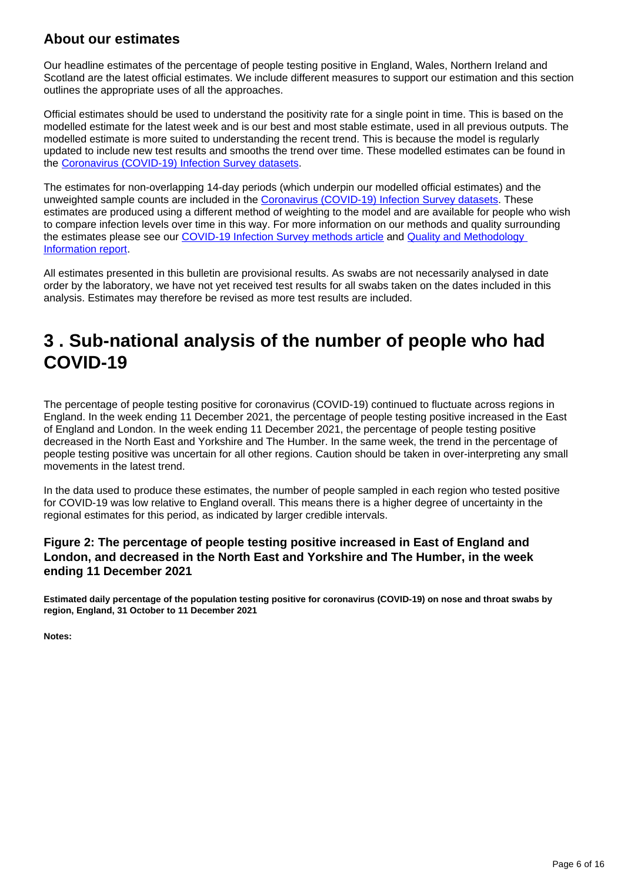### About our estimates

Our headline estimates of the percentage of people testing positive in England, Wales, Northern Ireland and Scotland are the latest official estimates. We include different measures to support our estimation and this section outlines the appropriate uses of all the approaches.

Official estimates should be used to understand the positivity rate for a single point in time. This is based on the modelled estimate for the latest week and is our best and most stable estimate, used in all previous outputs. The modelled estimate is more suited to understanding the recent trend. This is because the model is regularly updated to include new test results and smooths the trend over time. These modelled estimates can be found in the [Coronavirus (COVID-19) Infection Survey datasets](https://www.ons.gov.uk).

The estimates for non-overlapping 14-day periods (which underpin our modelled official estimates) and the unweighted sample counts are included in the [Coronavirus (COVID-19) Infection Survey datasets](https://www.ons.gov.uk). These estimates are produced using a different method of weighting to the model and are available for people who wish to compare infection levels over time in this way. For more information on our methods and quality surrounding the estimates please see our [COVID-19 Infection Survey methods article](https://www.ons.gov.uk) and [Quality and Methodology Information report](https://www.ons.gov.uk).

All estimates presented in this bulletin are provisional results. As swabs are not necessarily analysed in date order by the laboratory, we have not yet received test results for all swabs taken on the dates included in this analysis. Estimates may therefore be revised as more test results are included.

## 3 . Sub-national analysis of the number of people who had COVID-19

The percentage of people testing positive for coronavirus (COVID-19) continued to fluctuate across regions in England. In the week ending 11 December 2021, the percentage of people testing positive increased in the East of England and London. In the week ending 11 December 2021, the percentage of people testing positive decreased in the North East and Yorkshire and The Humber. In the same week, the trend in the percentage of people testing positive was uncertain for all other regions. Caution should be taken in over-interpreting any small movements in the latest trend.

In the data used to produce these estimates, the number of people sampled in each region who tested positive for COVID-19 was low relative to England overall. This means there is a higher degree of uncertainty in the regional estimates for this period, as indicated by larger credible intervals.

### Figure 2: The percentage of people testing positive increased in East of England and London, and decreased in the North East and Yorkshire and The Humber, in the week ending 11 December 2021

**Estimated daily percentage of the population testing positive for coronavirus (COVID-19) on nose and throat swabs by region, England, 31 October to 11 December 2021**

**Notes:**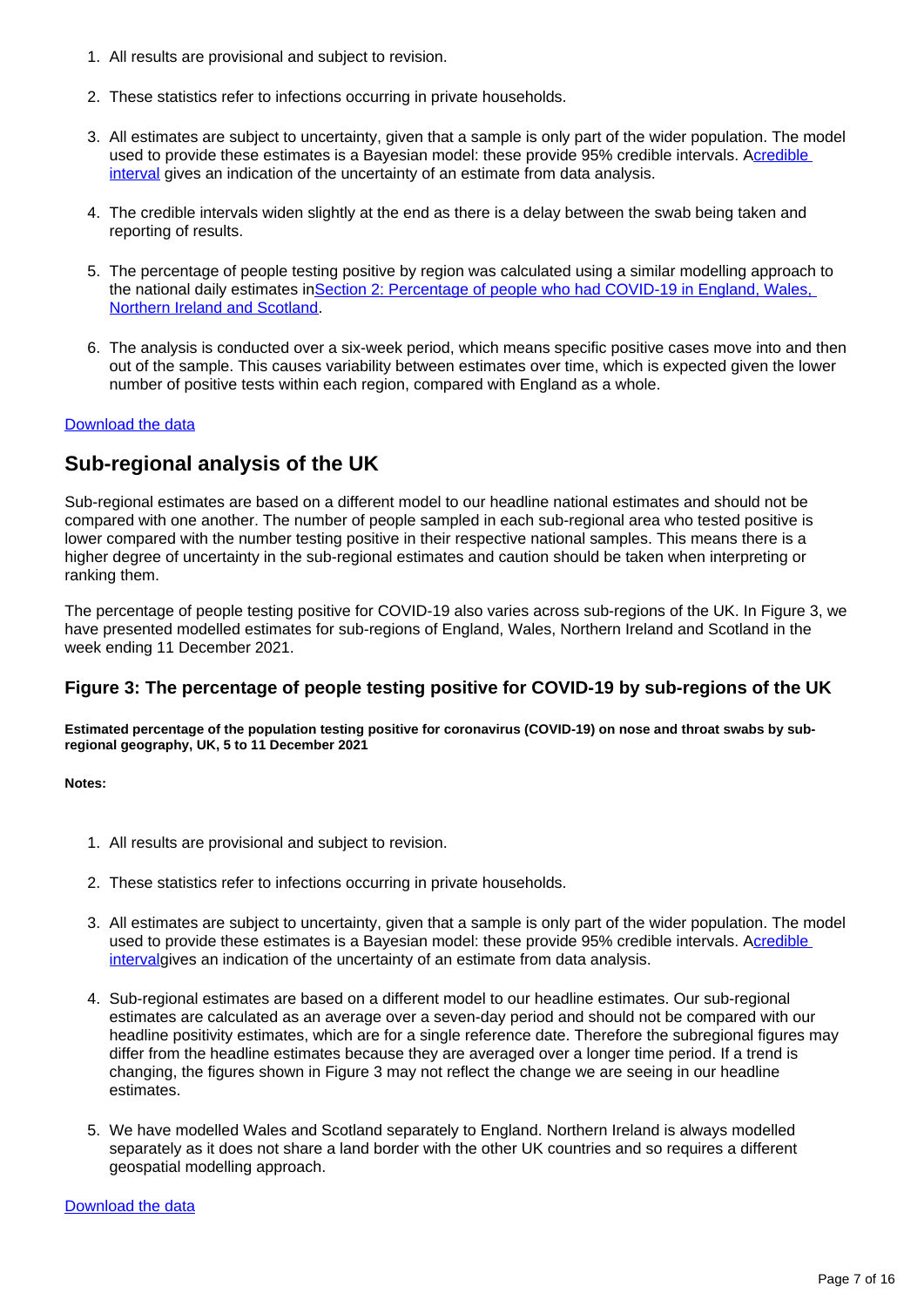1. All results are provisional and subject to revision.

2. These statistics refer to infections occurring in private households.

3. All estimates are subject to uncertainty, given that a sample is only part of the wider population. The model used to provide these estimates is a Bayesian model: these provide 95% credible intervals. A[credible interval] gives an indication of the uncertainty of an estimate from data analysis.

4. The credible intervals widen slightly at the end as there is a delay between the swab being taken and reporting of results.

5. The percentage of people testing positive by region was calculated using a similar modelling approach to the national daily estimates in [Section 2: Percentage of people who had COVID-19 in England, Wales, Northern Ireland and Scotland].

6. The analysis is conducted over a six-week period, which means specific positive cases move into and then out of the sample. This causes variability between estimates over time, which is expected given the lower number of positive tests within each region, compared with England as a whole.

Download the data

## Sub-regional analysis of the UK

Sub-regional estimates are based on a different model to our headline national estimates and should not be compared with one another. The number of people sampled in each sub-regional area who tested positive is lower compared with the number testing positive in their respective national samples. This means there is a higher degree of uncertainty in the sub-regional estimates and caution should be taken when interpreting or ranking them.

The percentage of people testing positive for COVID-19 also varies across sub-regions of the UK. In Figure 3, we have presented modelled estimates for sub-regions of England, Wales, Northern Ireland and Scotland in the week ending 11 December 2021.

### Figure 3: The percentage of people testing positive for COVID-19 by sub-regions of the UK

**Estimated percentage of the population testing positive for coronavirus (COVID-19) on nose and throat swabs by sub-regional geography, UK, 5 to 11 December 2021**

**Notes:**

1. All results are provisional and subject to revision.

2. These statistics refer to infections occurring in private households.

3. All estimates are subject to uncertainty, given that a sample is only part of the wider population. The model used to provide these estimates is a Bayesian model: these provide 95% credible intervals. A[credible interval]gives an indication of the uncertainty of an estimate from data analysis.

4. Sub-regional estimates are based on a different model to our headline estimates. Our sub-regional estimates are calculated as an average over a seven-day period and should not be compared with our headline positivity estimates, which are for a single reference date. Therefore the subregional figures may differ from the headline estimates because they are averaged over a longer time period. If a trend is changing, the figures shown in Figure 3 may not reflect the change we are seeing in our headline estimates.

5. We have modelled Wales and Scotland separately to England. Northern Ireland is always modelled separately as it does not share a land border with the other UK countries and so requires a different geospatial modelling approach.

Download the data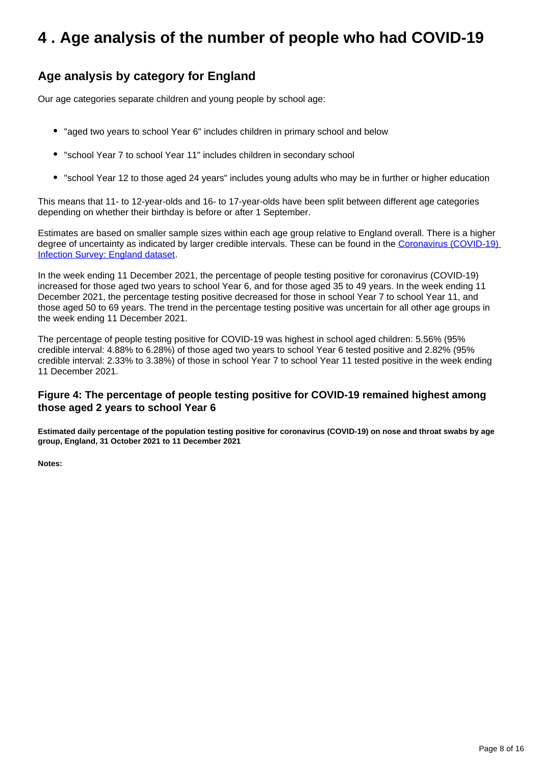# 4 . Age analysis of the number of people who had COVID-19

## Age analysis by category for England

Our age categories separate children and young people by school age:

- "aged two years to school Year 6" includes children in primary school and below
- "school Year 7 to school Year 11" includes children in secondary school
- "school Year 12 to those aged 24 years" includes young adults who may be in further or higher education

This means that 11- to 12-year-olds and 16- to 17-year-olds have been split between different age categories depending on whether their birthday is before or after 1 September.

Estimates are based on smaller sample sizes within each age group relative to England overall. There is a higher degree of uncertainty as indicated by larger credible intervals. These can be found in the [Coronavirus (COVID-19) Infection Survey: England dataset](#).

In the week ending 11 December 2021, the percentage of people testing positive for coronavirus (COVID-19) increased for those aged two years to school Year 6, and for those aged 35 to 49 years. In the week ending 11 December 2021, the percentage testing positive decreased for those in school Year 7 to school Year 11, and those aged 50 to 69 years. The trend in the percentage testing positive was uncertain for all other age groups in the week ending 11 December 2021.

The percentage of people testing positive for COVID-19 was highest in school aged children: 5.56% (95% credible interval: 4.88% to 6.28%) of those aged two years to school Year 6 tested positive and 2.82% (95% credible interval: 2.33% to 3.38%) of those in school Year 7 to school Year 11 tested positive in the week ending 11 December 2021.

### Figure 4: The percentage of people testing positive for COVID-19 remained highest among those aged 2 years to school Year 6

**Estimated daily percentage of the population testing positive for coronavirus (COVID-19) on nose and throat swabs by age group, England, 31 October 2021 to 11 December 2021**

**Notes:**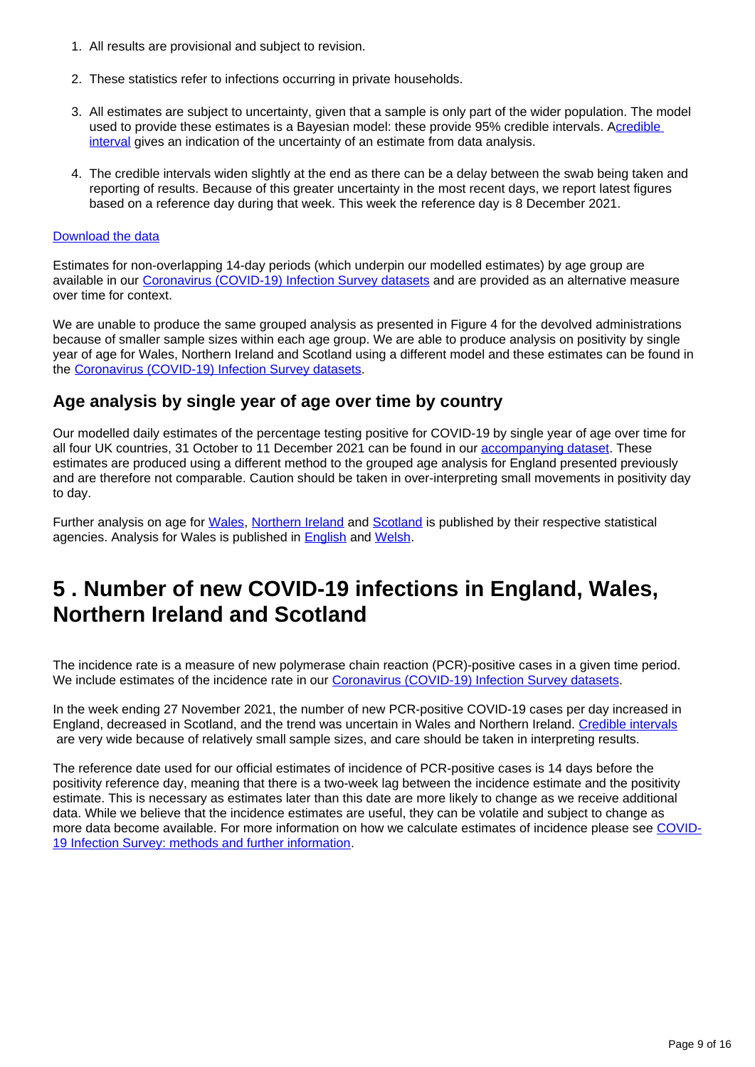1. All results are provisional and subject to revision.

2. These statistics refer to infections occurring in private households.

3. All estimates are subject to uncertainty, given that a sample is only part of the wider population. The model used to provide these estimates is a Bayesian model: these provide 95% credible intervals. A credible interval gives an indication of the uncertainty of an estimate from data analysis.

4. The credible intervals widen slightly at the end as there can be a delay between the swab being taken and reporting of results. Because of this greater uncertainty in the most recent days, we report latest figures based on a reference day during that week. This week the reference day is 8 December 2021.

Download the data

Estimates for non-overlapping 14-day periods (which underpin our modelled estimates) by age group are available in our Coronavirus (COVID-19) Infection Survey datasets and are provided as an alternative measure over time for context.

We are unable to produce the same grouped analysis as presented in Figure 4 for the devolved administrations because of smaller sample sizes within each age group. We are able to produce analysis on positivity by single year of age for Wales, Northern Ireland and Scotland using a different model and these estimates can be found in the Coronavirus (COVID-19) Infection Survey datasets.

## Age analysis by single year of age over time by country

Our modelled daily estimates of the percentage testing positive for COVID-19 by single year of age over time for all four UK countries, 31 October to 11 December 2021 can be found in our accompanying dataset. These estimates are produced using a different method to the grouped age analysis for England presented previously and are therefore not comparable. Caution should be taken in over-interpreting small movements in positivity day to day.

Further analysis on age for Wales, Northern Ireland and Scotland is published by their respective statistical agencies. Analysis for Wales is published in English and Welsh.

# 5 . Number of new COVID-19 infections in England, Wales, Northern Ireland and Scotland

The incidence rate is a measure of new polymerase chain reaction (PCR)-positive cases in a given time period. We include estimates of the incidence rate in our Coronavirus (COVID-19) Infection Survey datasets.

In the week ending 27 November 2021, the number of new PCR-positive COVID-19 cases per day increased in England, decreased in Scotland, and the trend was uncertain in Wales and Northern Ireland. Credible intervals are very wide because of relatively small sample sizes, and care should be taken in interpreting results.

The reference date used for our official estimates of incidence of PCR-positive cases is 14 days before the positivity reference day, meaning that there is a two-week lag between the incidence estimate and the positivity estimate. This is necessary as estimates later than this date are more likely to change as we receive additional data. While we believe that the incidence estimates are useful, they can be volatile and subject to change as more data become available. For more information on how we calculate estimates of incidence please see COVID-19 Infection Survey: methods and further information.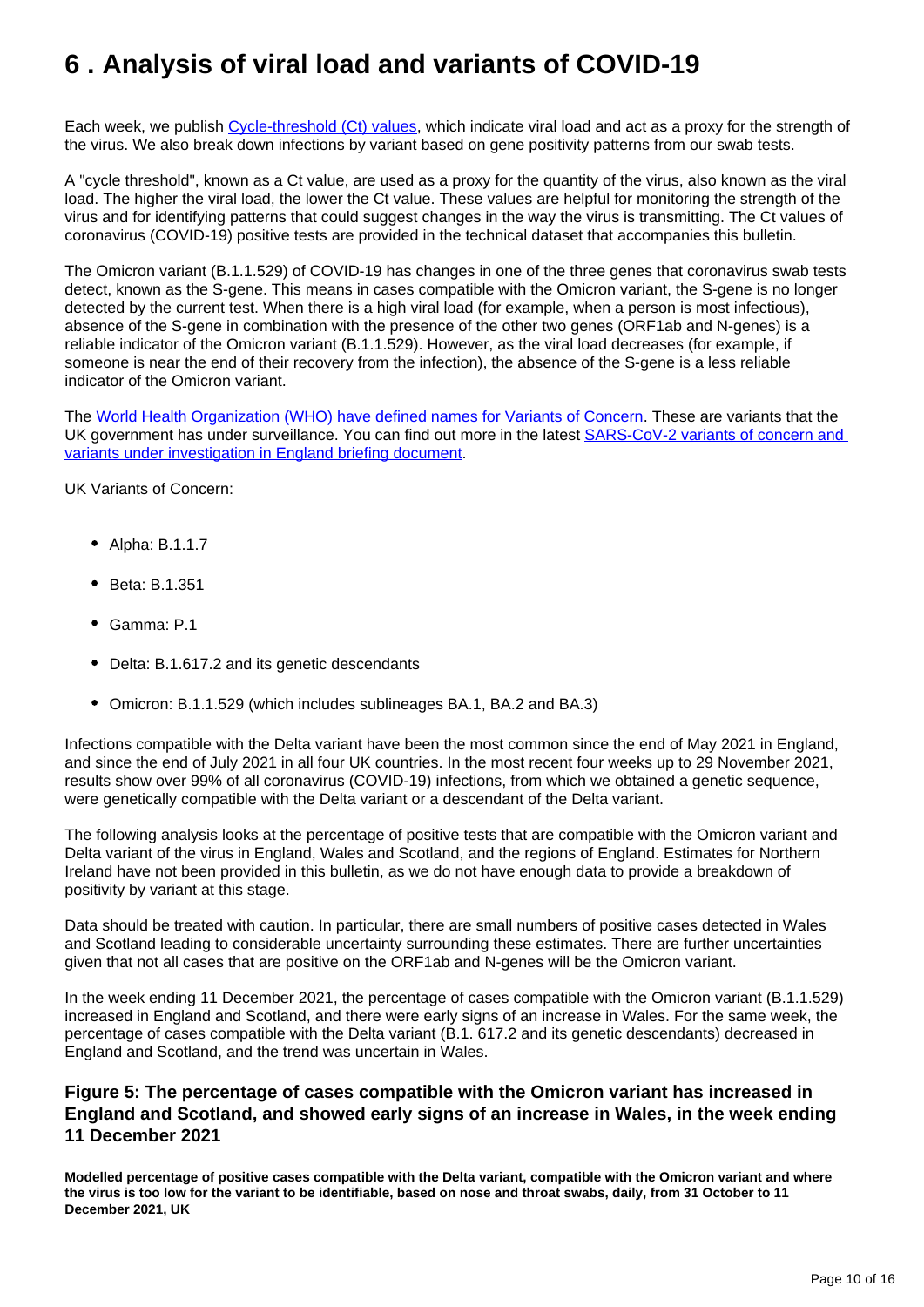# 6 . Analysis of viral load and variants of COVID-19

Each week, we publish [Cycle-threshold (Ct) values](), which indicate viral load and act as a proxy for the strength of the virus. We also break down infections by variant based on gene positivity patterns from our swab tests.

A "cycle threshold", known as a Ct value, are used as a proxy for the quantity of the virus, also known as the viral load. The higher the viral load, the lower the Ct value. These values are helpful for monitoring the strength of the virus and for identifying patterns that could suggest changes in the way the virus is transmitting. The Ct values of coronavirus (COVID-19) positive tests are provided in the technical dataset that accompanies this bulletin.

The Omicron variant (B.1.1.529) of COVID-19 has changes in one of the three genes that coronavirus swab tests detect, known as the S-gene. This means in cases compatible with the Omicron variant, the S-gene is no longer detected by the current test. When there is a high viral load (for example, when a person is most infectious), absence of the S-gene in combination with the presence of the other two genes (ORF1ab and N-genes) is a reliable indicator of the Omicron variant (B.1.1.529). However, as the viral load decreases (for example, if someone is near the end of their recovery from the infection), the absence of the S-gene is a less reliable indicator of the Omicron variant.

The [World Health Organization (WHO) have defined names for Variants of Concern](). These are variants that the UK government has under surveillance. You can find out more in the latest [SARS-CoV-2 variants of concern and variants under investigation in England briefing document]().

UK Variants of Concern:

- Alpha: B.1.1.7
- Beta: B.1.351
- Gamma: P.1
- Delta: B.1.617.2 and its genetic descendants
- Omicron: B.1.1.529 (which includes sublineages BA.1, BA.2 and BA.3)

Infections compatible with the Delta variant have been the most common since the end of May 2021 in England, and since the end of July 2021 in all four UK countries. In the most recent four weeks up to 29 November 2021, results show over 99% of all coronavirus (COVID-19) infections, from which we obtained a genetic sequence, were genetically compatible with the Delta variant or a descendant of the Delta variant.

The following analysis looks at the percentage of positive tests that are compatible with the Omicron variant and Delta variant of the virus in England, Wales and Scotland, and the regions of England. Estimates for Northern Ireland have not been provided in this bulletin, as we do not have enough data to provide a breakdown of positivity by variant at this stage.

Data should be treated with caution. In particular, there are small numbers of positive cases detected in Wales and Scotland leading to considerable uncertainty surrounding these estimates. There are further uncertainties given that not all cases that are positive on the ORF1ab and N-genes will be the Omicron variant.

In the week ending 11 December 2021, the percentage of cases compatible with the Omicron variant (B.1.1.529) increased in England and Scotland, and there were early signs of an increase in Wales. For the same week, the percentage of cases compatible with the Delta variant (B.1. 617.2 and its genetic descendants) decreased in England and Scotland, and the trend was uncertain in Wales.

### Figure 5: The percentage of cases compatible with the Omicron variant has increased in England and Scotland, and showed early signs of an increase in Wales, in the week ending 11 December 2021

**Modelled percentage of positive cases compatible with the Delta variant, compatible with the Omicron variant and where the virus is too low for the variant to be identifiable, based on nose and throat swabs, daily, from 31 October to 11 December 2021, UK**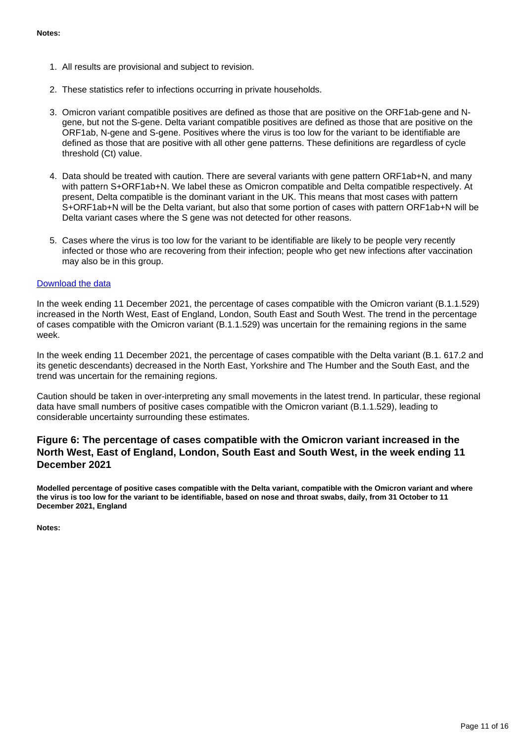**Notes:**

1. All results are provisional and subject to revision.

2. These statistics refer to infections occurring in private households.

3. Omicron variant compatible positives are defined as those that are positive on the ORF1ab-gene and N-gene, but not the S-gene. Delta variant compatible positives are defined as those that are positive on the ORF1ab, N-gene and S-gene. Positives where the virus is too low for the variant to be identifiable are defined as those that are positive with all other gene patterns. These definitions are regardless of cycle threshold (Ct) value.

4. Data should be treated with caution. There are several variants with gene pattern ORF1ab+N, and many with pattern S+ORF1ab+N. We label these as Omicron compatible and Delta compatible respectively. At present, Delta compatible is the dominant variant in the UK. This means that most cases with pattern S+ORF1ab+N will be the Delta variant, but also that some portion of cases with pattern ORF1ab+N will be Delta variant cases where the S gene was not detected for other reasons.

5. Cases where the virus is too low for the variant to be identifiable are likely to be people very recently infected or those who are recovering from their infection; people who get new infections after vaccination may also be in this group.

[Download the data]

In the week ending 11 December 2021, the percentage of cases compatible with the Omicron variant (B.1.1.529) increased in the North West, East of England, London, South East and South West. The trend in the percentage of cases compatible with the Omicron variant (B.1.1.529) was uncertain for the remaining regions in the same week.

In the week ending 11 December 2021, the percentage of cases compatible with the Delta variant (B.1. 617.2 and its genetic descendants) decreased in the North East, Yorkshire and The Humber and the South East, and the trend was uncertain for the remaining regions.

Caution should be taken in over-interpreting any small movements in the latest trend. In particular, these regional data have small numbers of positive cases compatible with the Omicron variant (B.1.1.529), leading to considerable uncertainty surrounding these estimates.

### Figure 6: The percentage of cases compatible with the Omicron variant increased in the North West, East of England, London, South East and South West, in the week ending 11 December 2021

**Modelled percentage of positive cases compatible with the Delta variant, compatible with the Omicron variant and where the virus is too low for the variant to be identifiable, based on nose and throat swabs, daily, from 31 October to 11 December 2021, England**

**Notes:**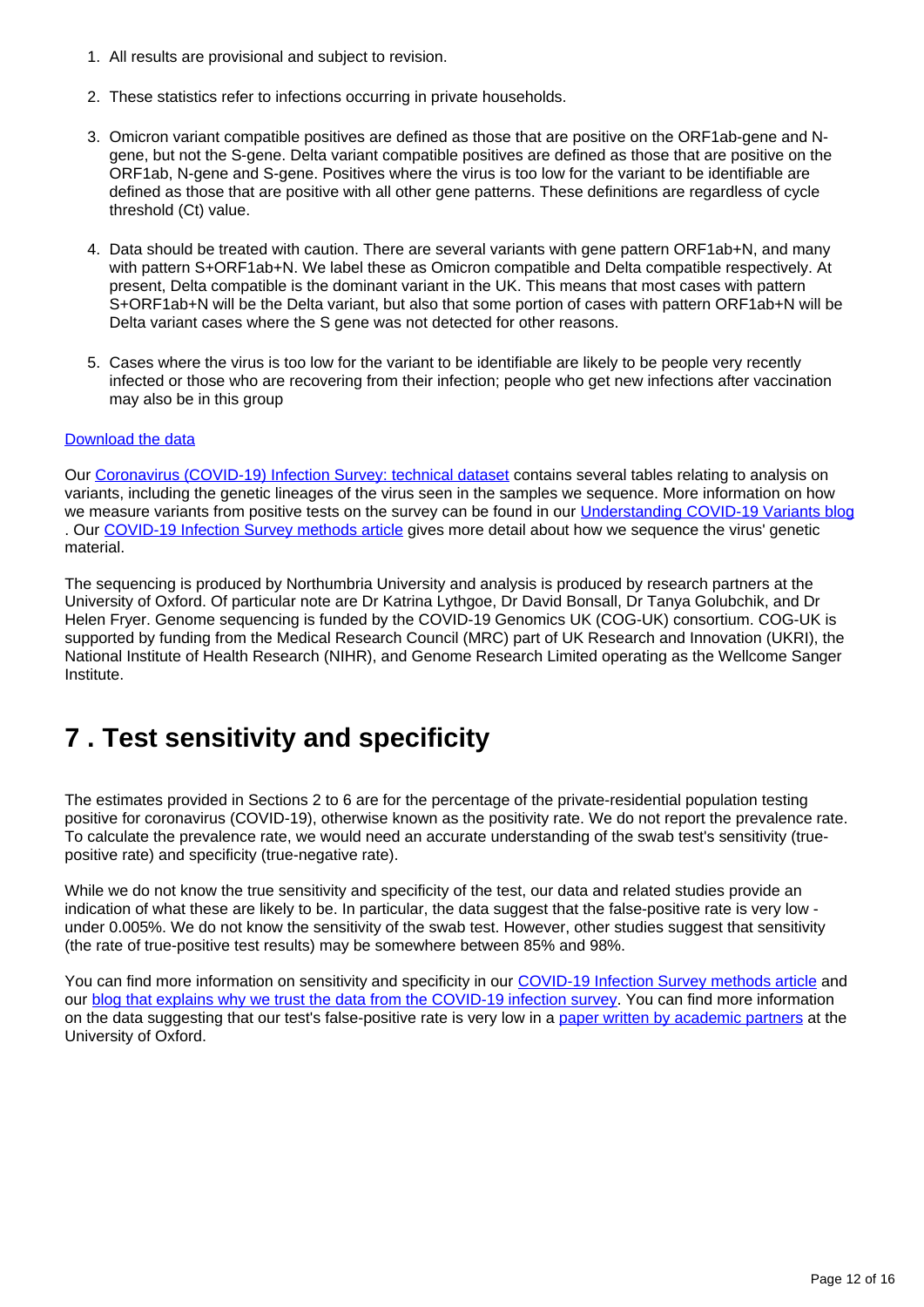1. All results are provisional and subject to revision.

2. These statistics refer to infections occurring in private households.

3. Omicron variant compatible positives are defined as those that are positive on the ORF1ab-gene and N-gene, but not the S-gene. Delta variant compatible positives are defined as those that are positive on the ORF1ab, N-gene and S-gene. Positives where the virus is too low for the variant to be identifiable are defined as those that are positive with all other gene patterns. These definitions are regardless of cycle threshold (Ct) value.

4. Data should be treated with caution. There are several variants with gene pattern ORF1ab+N, and many with pattern S+ORF1ab+N. We label these as Omicron compatible and Delta compatible respectively. At present, Delta compatible is the dominant variant in the UK. This means that most cases with pattern S+ORF1ab+N will be the Delta variant, but also that some portion of cases with pattern ORF1ab+N will be Delta variant cases where the S gene was not detected for other reasons.

5. Cases where the virus is too low for the variant to be identifiable are likely to be people very recently infected or those who are recovering from their infection; people who get new infections after vaccination may also be in this group

Download the data

Our Coronavirus (COVID-19) Infection Survey: technical dataset contains several tables relating to analysis on variants, including the genetic lineages of the virus seen in the samples we sequence. More information on how we measure variants from positive tests on the survey can be found in our Understanding COVID-19 Variants blog . Our COVID-19 Infection Survey methods article gives more detail about how we sequence the virus' genetic material.

The sequencing is produced by Northumbria University and analysis is produced by research partners at the University of Oxford. Of particular note are Dr Katrina Lythgoe, Dr David Bonsall, Dr Tanya Golubchik, and Dr Helen Fryer. Genome sequencing is funded by the COVID-19 Genomics UK (COG-UK) consortium. COG-UK is supported by funding from the Medical Research Council (MRC) part of UK Research and Innovation (UKRI), the National Institute of Health Research (NIHR), and Genome Research Limited operating as the Wellcome Sanger Institute.

# 7 . Test sensitivity and specificity

The estimates provided in Sections 2 to 6 are for the percentage of the private-residential population testing positive for coronavirus (COVID-19), otherwise known as the positivity rate. We do not report the prevalence rate. To calculate the prevalence rate, we would need an accurate understanding of the swab test's sensitivity (true-positive rate) and specificity (true-negative rate).

While we do not know the true sensitivity and specificity of the test, our data and related studies provide an indication of what these are likely to be. In particular, the data suggest that the false-positive rate is very low - under 0.005%. We do not know the sensitivity of the swab test. However, other studies suggest that sensitivity (the rate of true-positive test results) may be somewhere between 85% and 98%.

You can find more information on sensitivity and specificity in our COVID-19 Infection Survey methods article and our blog that explains why we trust the data from the COVID-19 infection survey. You can find more information on the data suggesting that our test's false-positive rate is very low in a paper written by academic partners at the University of Oxford.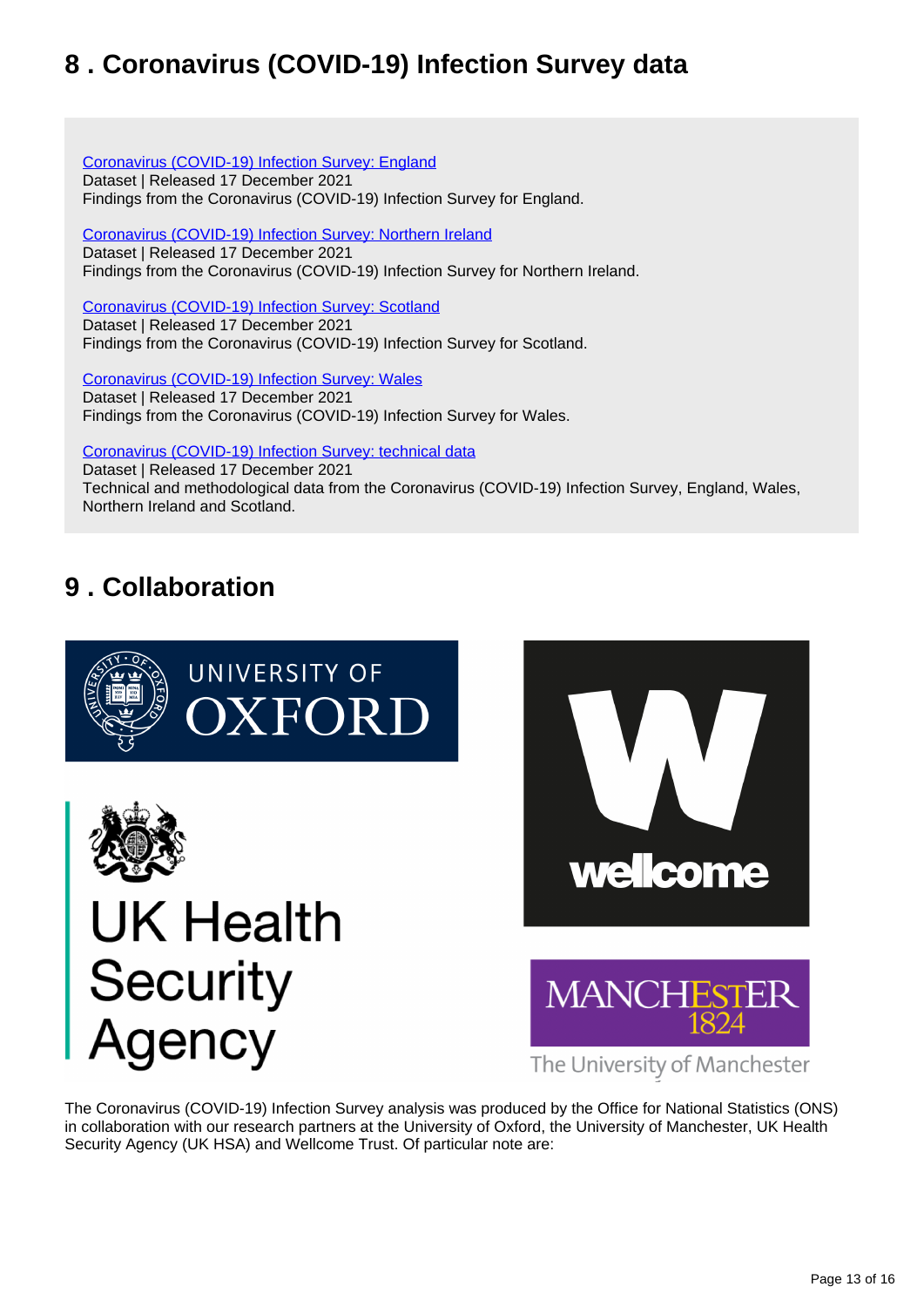# 8 . Coronavirus (COVID-19) Infection Survey data

[Coronavirus (COVID-19) Infection Survey: England](#)
Dataset | Released 17 December 2021
Findings from the Coronavirus (COVID-19) Infection Survey for England.

[Coronavirus (COVID-19) Infection Survey: Northern Ireland](#)
Dataset | Released 17 December 2021
Findings from the Coronavirus (COVID-19) Infection Survey for Northern Ireland.

[Coronavirus (COVID-19) Infection Survey: Scotland](#)
Dataset | Released 17 December 2021
Findings from the Coronavirus (COVID-19) Infection Survey for Scotland.

[Coronavirus (COVID-19) Infection Survey: Wales](#)
Dataset | Released 17 December 2021
Findings from the Coronavirus (COVID-19) Infection Survey for Wales.

[Coronavirus (COVID-19) Infection Survey: technical data](#)
Dataset | Released 17 December 2021
Technical and methodological data from the Coronavirus (COVID-19) Infection Survey, England, Wales, Northern Ireland and Scotland.

# 9 . Collaboration

The Coronavirus (COVID-19) Infection Survey analysis was produced by the Office for National Statistics (ONS) in collaboration with our research partners at the University of Oxford, the University of Manchester, UK Health Security Agency (UK HSA) and Wellcome Trust. Of particular note are: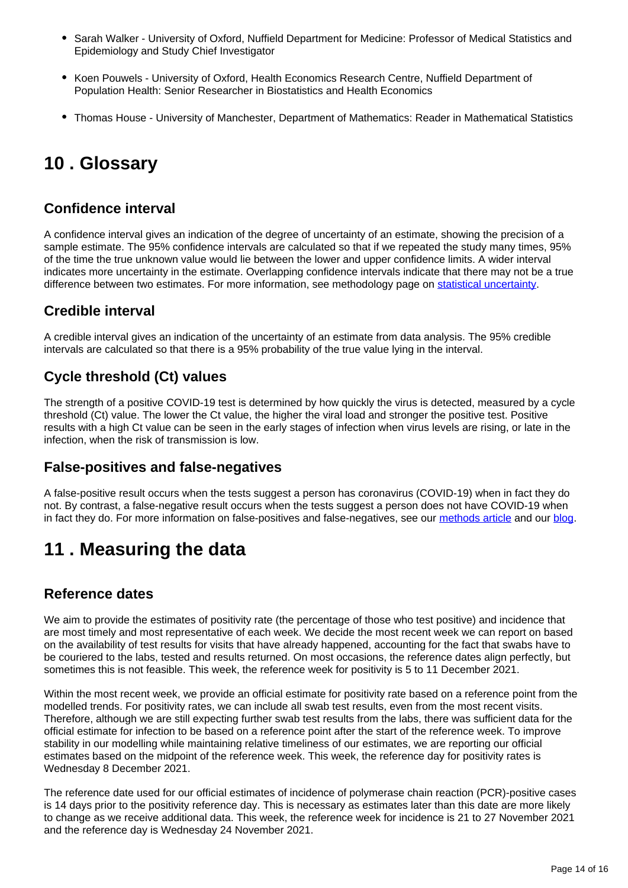- Sarah Walker - University of Oxford, Nuffield Department for Medicine: Professor of Medical Statistics and Epidemiology and Study Chief Investigator
- Koen Pouwels - University of Oxford, Health Economics Research Centre, Nuffield Department of Population Health: Senior Researcher in Biostatistics and Health Economics
- Thomas House - University of Manchester, Department of Mathematics: Reader in Mathematical Statistics

# 10 . Glossary

## Confidence interval

A confidence interval gives an indication of the degree of uncertainty of an estimate, showing the precision of a sample estimate. The 95% confidence intervals are calculated so that if we repeated the study many times, 95% of the time the true unknown value would lie between the lower and upper confidence limits. A wider interval indicates more uncertainty in the estimate. Overlapping confidence intervals indicate that there may not be a true difference between two estimates. For more information, see methodology page on [statistical uncertainty](statistical uncertainty).

## Credible interval

A credible interval gives an indication of the uncertainty of an estimate from data analysis. The 95% credible intervals are calculated so that there is a 95% probability of the true value lying in the interval.

## Cycle threshold (Ct) values

The strength of a positive COVID-19 test is determined by how quickly the virus is detected, measured by a cycle threshold (Ct) value. The lower the Ct value, the higher the viral load and stronger the positive test. Positive results with a high Ct value can be seen in the early stages of infection when virus levels are rising, or late in the infection, when the risk of transmission is low.

## False-positives and false-negatives

A false-positive result occurs when the tests suggest a person has coronavirus (COVID-19) when in fact they do not. By contrast, a false-negative result occurs when the tests suggest a person does not have COVID-19 when in fact they do. For more information on false-positives and false-negatives, see our [methods article](methods article) and our [blog](blog).

# 11 . Measuring the data

## Reference dates

We aim to provide the estimates of positivity rate (the percentage of those who test positive) and incidence that are most timely and most representative of each week. We decide the most recent week we can report on based on the availability of test results for visits that have already happened, accounting for the fact that swabs have to be couriered to the labs, tested and results returned. On most occasions, the reference dates align perfectly, but sometimes this is not feasible. This week, the reference week for positivity is 5 to 11 December 2021.

Within the most recent week, we provide an official estimate for positivity rate based on a reference point from the modelled trends. For positivity rates, we can include all swab test results, even from the most recent visits. Therefore, although we are still expecting further swab test results from the labs, there was sufficient data for the official estimate for infection to be based on a reference point after the start of the reference week. To improve stability in our modelling while maintaining relative timeliness of our estimates, we are reporting our official estimates based on the midpoint of the reference week. This week, the reference day for positivity rates is Wednesday 8 December 2021.

The reference date used for our official estimates of incidence of polymerase chain reaction (PCR)-positive cases is 14 days prior to the positivity reference day. This is necessary as estimates later than this date are more likely to change as we receive additional data. This week, the reference week for incidence is 21 to 27 November 2021 and the reference day is Wednesday 24 November 2021.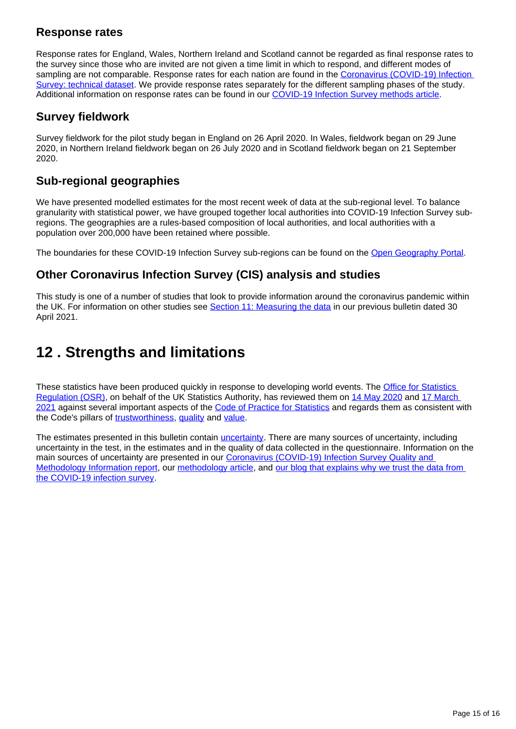### Response rates

Response rates for England, Wales, Northern Ireland and Scotland cannot be regarded as final response rates to the survey since those who are invited are not given a time limit in which to respond, and different modes of sampling are not comparable. Response rates for each nation are found in the [Coronavirus (COVID-19) Infection Survey: technical dataset](). We provide response rates separately for the different sampling phases of the study. Additional information on response rates can be found in our [COVID-19 Infection Survey methods article]().

### Survey fieldwork

Survey fieldwork for the pilot study began in England on 26 April 2020. In Wales, fieldwork began on 29 June 2020, in Northern Ireland fieldwork began on 26 July 2020 and in Scotland fieldwork began on 21 September 2020.

### Sub-regional geographies

We have presented modelled estimates for the most recent week of data at the sub-regional level. To balance granularity with statistical power, we have grouped together local authorities into COVID-19 Infection Survey sub-regions. The geographies are a rules-based composition of local authorities, and local authorities with a population over 200,000 have been retained where possible.

The boundaries for these COVID-19 Infection Survey sub-regions can be found on the [Open Geography Portal]().

### Other Coronavirus Infection Survey (CIS) analysis and studies

This study is one of a number of studies that look to provide information around the coronavirus pandemic within the UK. For information on other studies see [Section 11: Measuring the data]() in our previous bulletin dated 30 April 2021.

## 12 . Strengths and limitations

These statistics have been produced quickly in response to developing world events. The [Office for Statistics Regulation (OSR)](), on behalf of the UK Statistics Authority, has reviewed them on [14 May 2020]() and [17 March 2021]() against several important aspects of the [Code of Practice for Statistics]() and regards them as consistent with the Code's pillars of [trustworthiness](), [quality]() and [value]().

The estimates presented in this bulletin contain [uncertainty](). There are many sources of uncertainty, including uncertainty in the test, in the estimates and in the quality of data collected in the questionnaire. Information on the main sources of uncertainty are presented in our [Coronavirus (COVID-19) Infection Survey Quality and Methodology Information report](), our [methodology article](), and [our blog that explains why we trust the data from the COVID-19 infection survey]().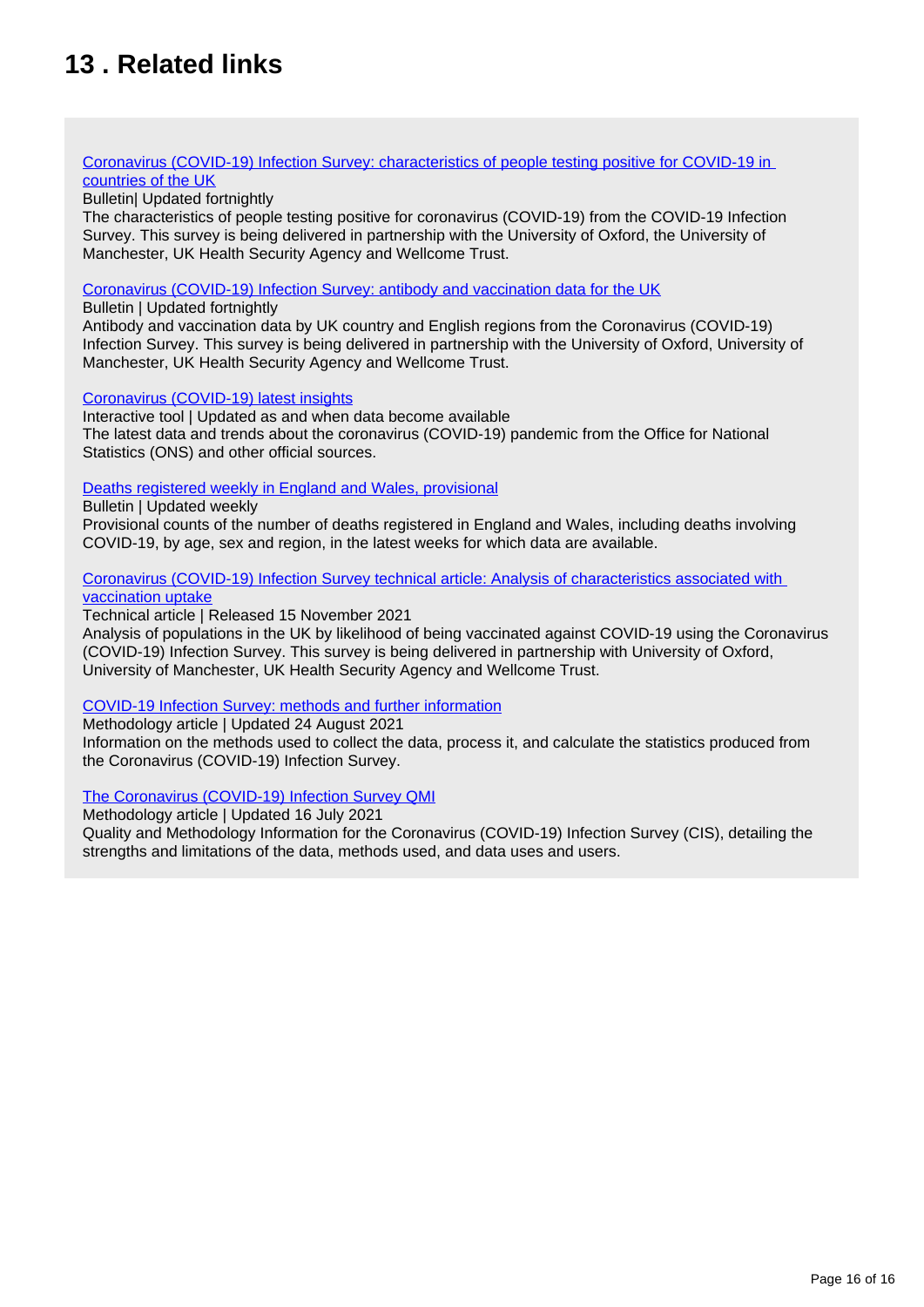## 13 . Related links

[Coronavirus (COVID-19) Infection Survey: characteristics of people testing positive for COVID-19 in countries of the UK]()
Bulletin| Updated fortnightly
The characteristics of people testing positive for coronavirus (COVID-19) from the COVID-19 Infection Survey. This survey is being delivered in partnership with the University of Oxford, the University of Manchester, UK Health Security Agency and Wellcome Trust.

[Coronavirus (COVID-19) Infection Survey: antibody and vaccination data for the UK]()
Bulletin | Updated fortnightly
Antibody and vaccination data by UK country and English regions from the Coronavirus (COVID-19) Infection Survey. This survey is being delivered in partnership with the University of Oxford, University of Manchester, UK Health Security Agency and Wellcome Trust.

[Coronavirus (COVID-19) latest insights]()
Interactive tool | Updated as and when data become available
The latest data and trends about the coronavirus (COVID-19) pandemic from the Office for National Statistics (ONS) and other official sources.

[Deaths registered weekly in England and Wales, provisional]()
Bulletin | Updated weekly
Provisional counts of the number of deaths registered in England and Wales, including deaths involving COVID-19, by age, sex and region, in the latest weeks for which data are available.

[Coronavirus (COVID-19) Infection Survey technical article: Analysis of characteristics associated with vaccination uptake]()
Technical article | Released 15 November 2021
Analysis of populations in the UK by likelihood of being vaccinated against COVID-19 using the Coronavirus (COVID-19) Infection Survey. This survey is being delivered in partnership with University of Oxford, University of Manchester, UK Health Security Agency and Wellcome Trust.

[COVID-19 Infection Survey: methods and further information]()
Methodology article | Updated 24 August 2021
Information on the methods used to collect the data, process it, and calculate the statistics produced from the Coronavirus (COVID-19) Infection Survey.

[The Coronavirus (COVID-19) Infection Survey QMI]()
Methodology article | Updated 16 July 2021
Quality and Methodology Information for the Coronavirus (COVID-19) Infection Survey (CIS), detailing the strengths and limitations of the data, methods used, and data uses and users.